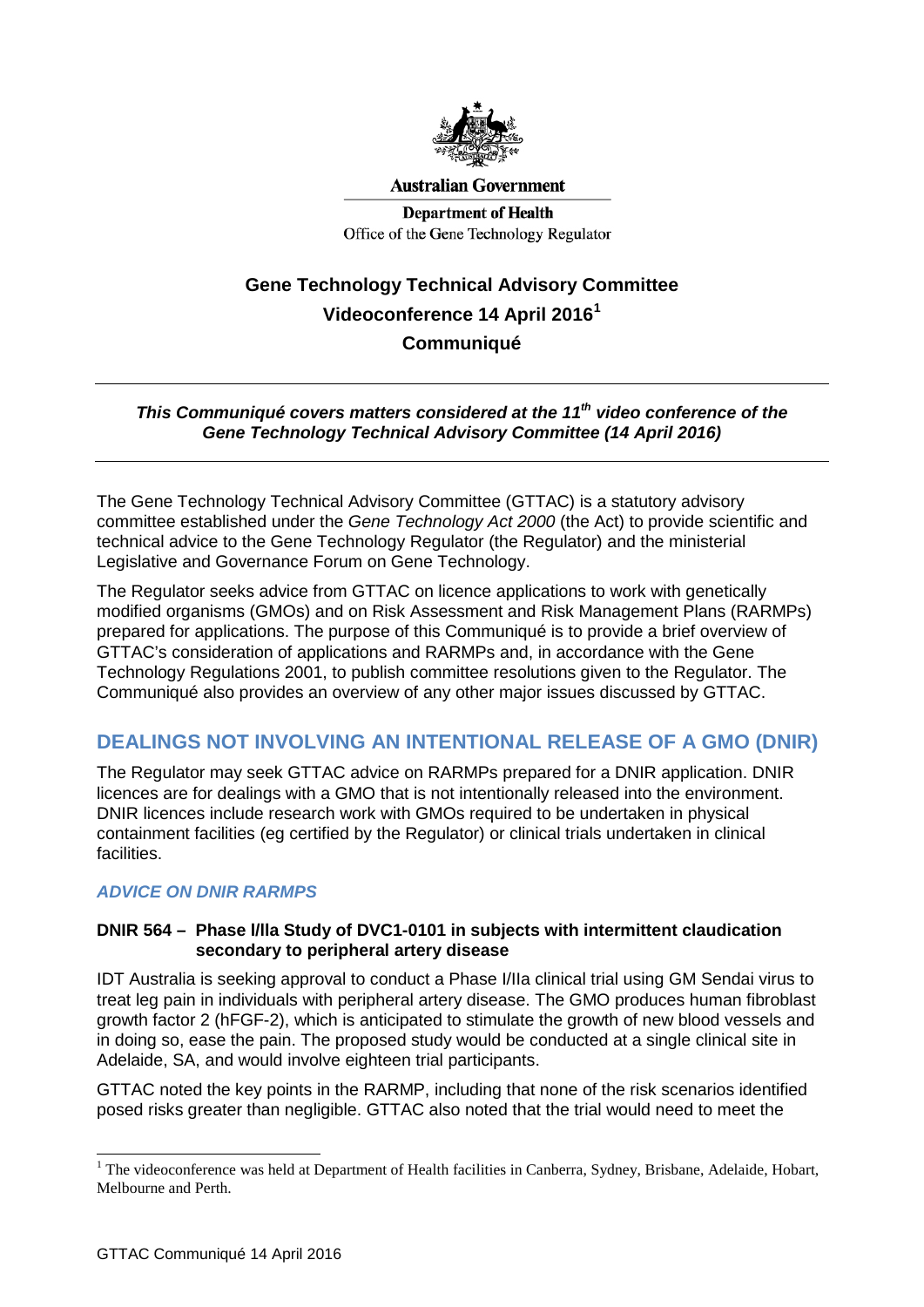Australian Government

Department of Health
Office of the Gene Technology Regulator

# Gene Technology Technical Advisory Committee
# Videoconference 14 April 2016[1]
# Communiqué

***This Communiqué covers matters considered at the 11th video conference of the Gene Technology Technical Advisory Committee (14 April 2016)***

The Gene Technology Technical Advisory Committee (GTTAC) is a statutory advisory committee established under the *Gene Technology Act 2000* (the Act) to provide scientific and technical advice to the Gene Technology Regulator (the Regulator) and the ministerial Legislative and Governance Forum on Gene Technology.

The Regulator seeks advice from GTTAC on licence applications to work with genetically modified organisms (GMOs) and on Risk Assessment and Risk Management Plans (RARMPs) prepared for applications. The purpose of this Communiqué is to provide a brief overview of GTTAC's consideration of applications and RARMPs and, in accordance with the Gene Technology Regulations 2001, to publish committee resolutions given to the Regulator. The Communiqué also provides an overview of any other major issues discussed by GTTAC.

## DEALINGS NOT INVOLVING AN INTENTIONAL RELEASE OF A GMO (DNIR)

The Regulator may seek GTTAC advice on RARMPs prepared for a DNIR application. DNIR licences are for dealings with a GMO that is not intentionally released into the environment. DNIR licences include research work with GMOs required to be undertaken in physical containment facilities (eg certified by the Regulator) or clinical trials undertaken in clinical facilities.

### *ADVICE ON DNIR RARMPS*

#### DNIR 564 – Phase I/IIa Study of DVC1-0101 in subjects with intermittent claudication secondary to peripheral artery disease

IDT Australia is seeking approval to conduct a Phase I/IIa clinical trial using GM Sendai virus to treat leg pain in individuals with peripheral artery disease. The GMO produces human fibroblast growth factor 2 (hFGF-2), which is anticipated to stimulate the growth of new blood vessels and in doing so, ease the pain. The proposed study would be conducted at a single clinical site in Adelaide, SA, and would involve eighteen trial participants.

GTTAC noted the key points in the RARMP, including that none of the risk scenarios identified posed risks greater than negligible. GTTAC also noted that the trial would need to meet the

[1] The videoconference was held at Department of Health facilities in Canberra, Sydney, Brisbane, Adelaide, Hobart, Melbourne and Perth.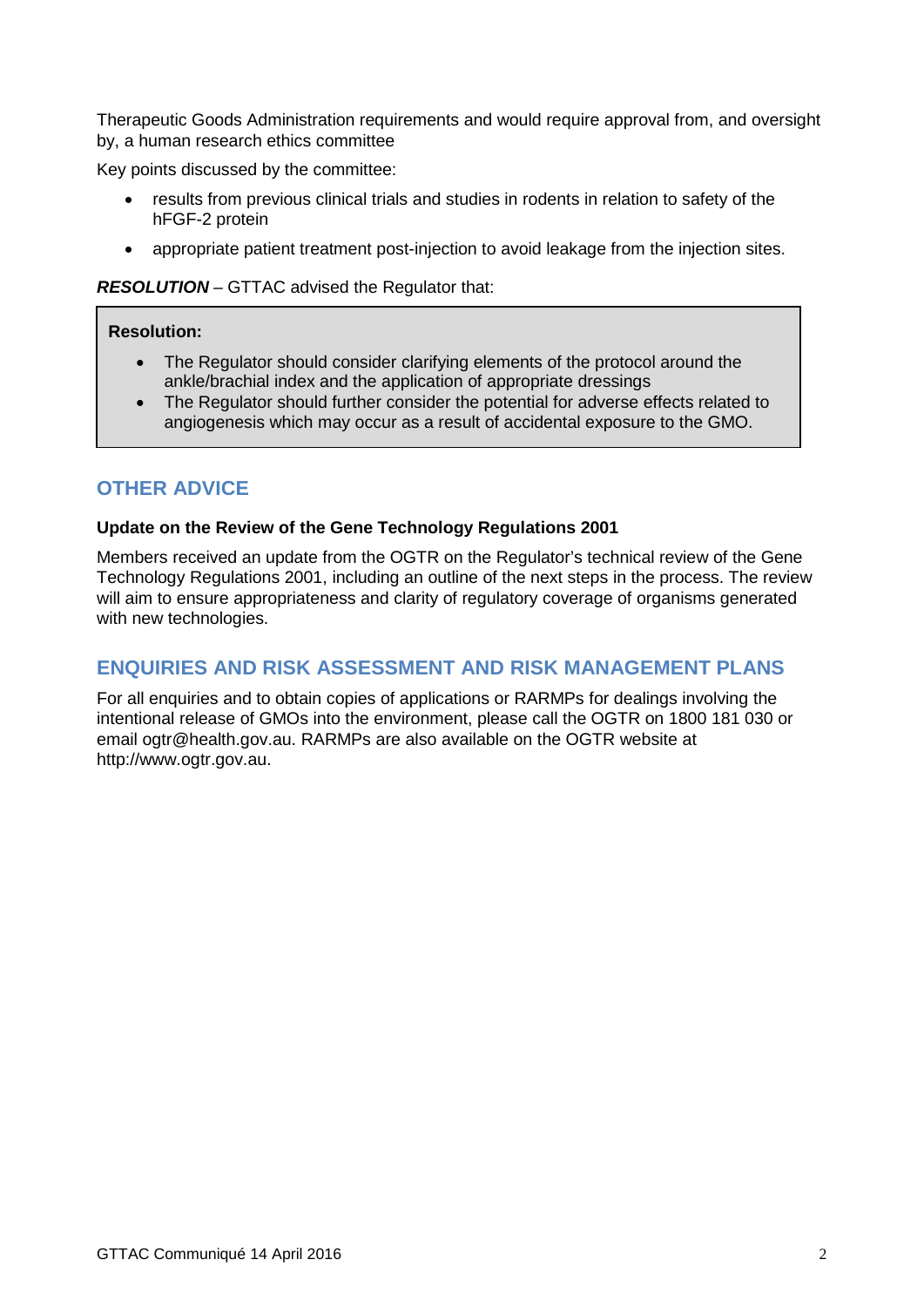Therapeutic Goods Administration requirements and would require approval from, and oversight by, a human research ethics committee

Key points discussed by the committee:

- results from previous clinical trials and studies in rodents in relation to safety of the hFGF-2 protein
- appropriate patient treatment post-injection to avoid leakage from the injection sites.

***RESOLUTION*** – GTTAC advised the Regulator that:

> **Resolution:**
>
> - The Regulator should consider clarifying elements of the protocol around the ankle/brachial index and the application of appropriate dressings
> - The Regulator should further consider the potential for adverse effects related to angiogenesis which may occur as a result of accidental exposure to the GMO.

## OTHER ADVICE

**Update on the Review of the Gene Technology Regulations 2001**

Members received an update from the OGTR on the Regulator's technical review of the Gene Technology Regulations 2001, including an outline of the next steps in the process. The review will aim to ensure appropriateness and clarity of regulatory coverage of organisms generated with new technologies.

## ENQUIRIES AND RISK ASSESSMENT AND RISK MANAGEMENT PLANS

For all enquiries and to obtain copies of applications or RARMPs for dealings involving the intentional release of GMOs into the environment, please call the OGTR on 1800 181 030 or email ogtr@health.gov.au. RARMPs are also available on the OGTR website at http://www.ogtr.gov.au.